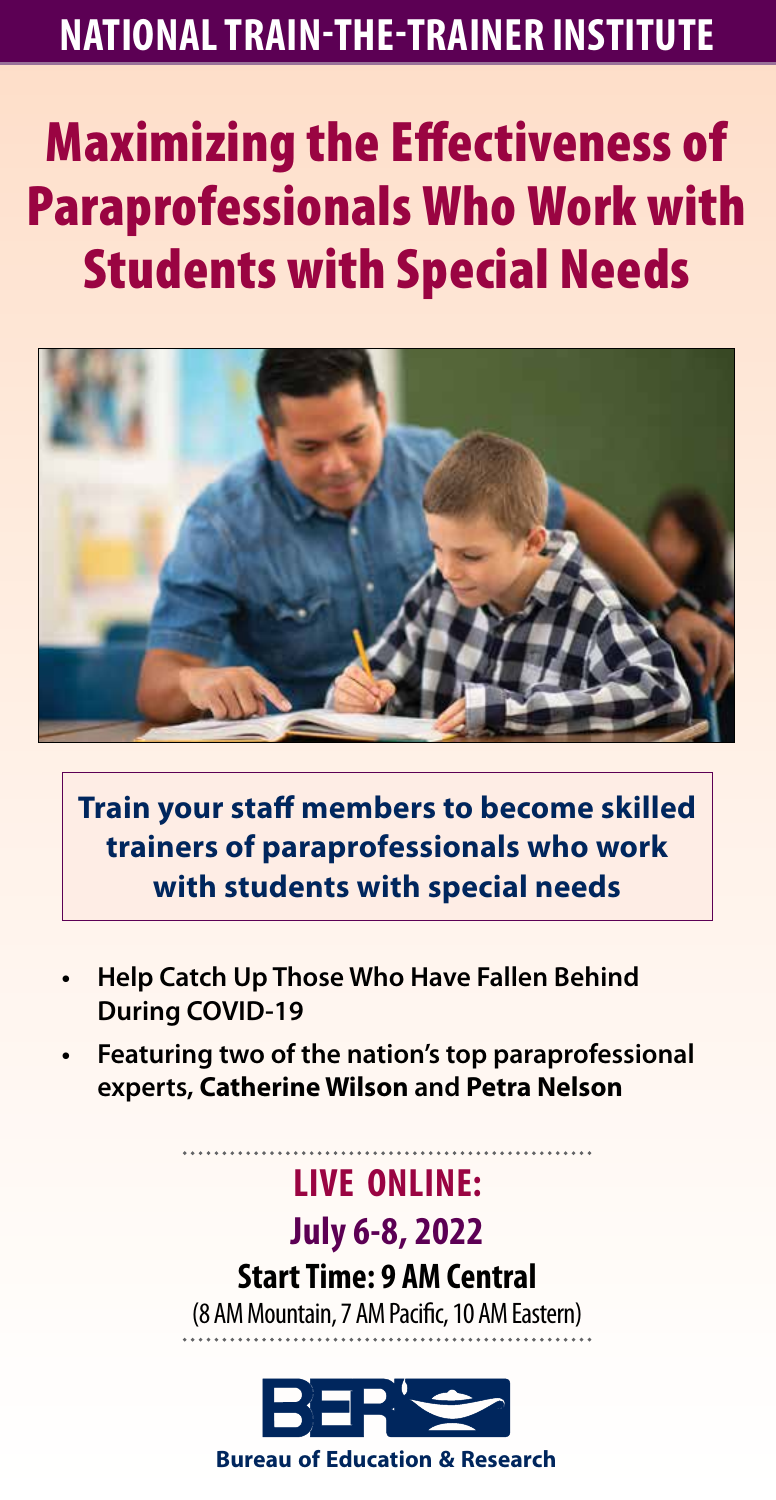**NATIONAL TRAIN-THE-TRAINER INSTITUTE**

# Maximizing the Effectiveness of Paraprofessionals Who Work with Students with Special Needs

**Train your staff members to become skilled trainers of paraprofessionals who work with students with special needs**

- **Help Catch Up Those Who Have Fallen Behind During COVID-19**
- **Featuring two of the nation's top paraprofessional experts, Catherine Wilson and Petra Nelson**

## LIVE ONLINE:

## July 6-8, 2022

### Start Time: 9 AM Central

(8 AM Mountain, 7 AM Pacific, 10 AM Eastern)

**Bureau of Education & Research**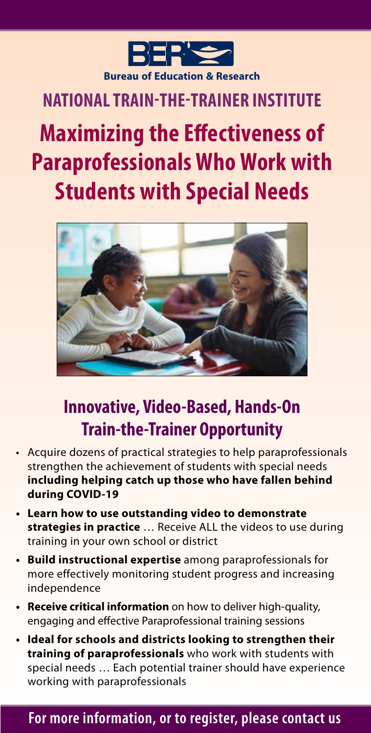**BER Bureau of Education & Research**

## NATIONAL TRAIN-THE-TRAINER INSTITUTE

# Maximizing the Effectiveness of Paraprofessionals Who Work with Students with Special Needs

## Innovative, Video-Based, Hands-On Train-the-Trainer Opportunity

- Acquire dozens of practical strategies to help paraprofessionals strengthen the achievement of students with special needs **including helping catch up those who have fallen behind during COVID-19**
- **Learn how to use outstanding video to demonstrate strategies in practice** … Receive ALL the videos to use during training in your own school or district
- **Build instructional expertise** among paraprofessionals for more effectively monitoring student progress and increasing independence
- **Receive critical information** on how to deliver high-quality, engaging and effective Paraprofessional training sessions
- **Ideal for schools and districts looking to strengthen their training of paraprofessionals** who work with students with special needs … Each potential trainer should have experience working with paraprofessionals

**For more information, or to register, please contact us**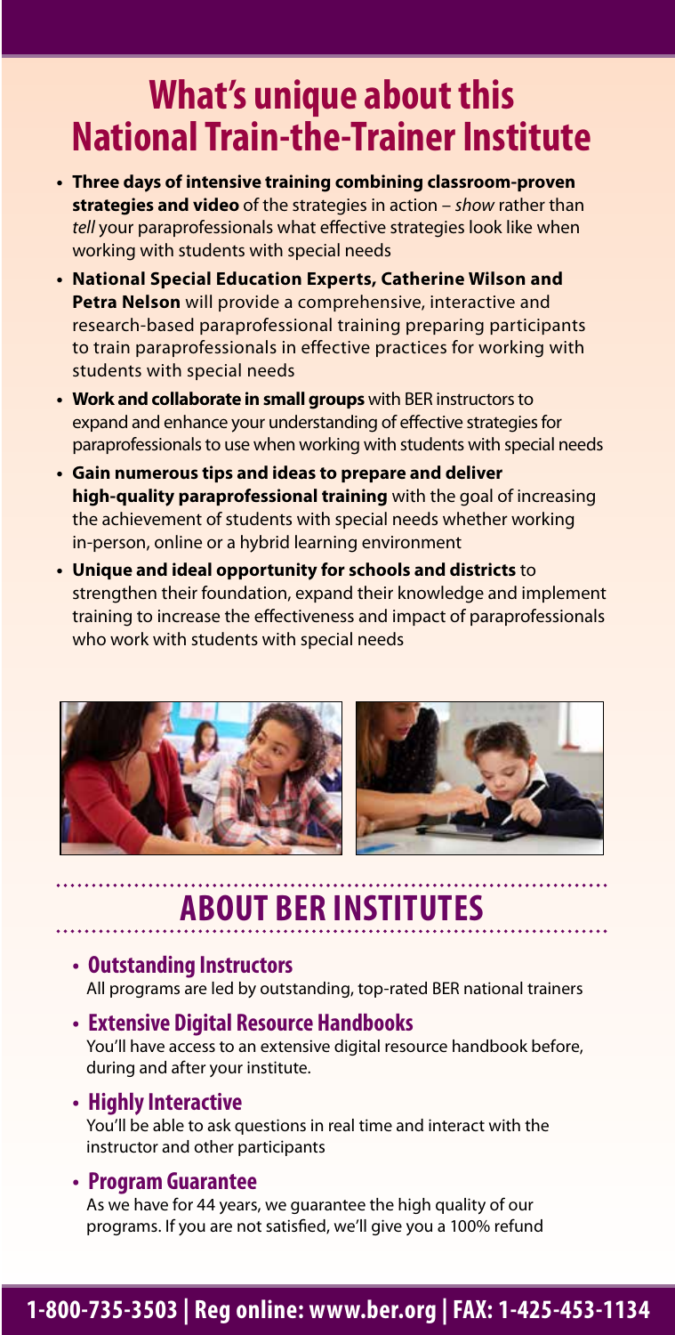# What's unique about this National Train-the-Trainer Institute

- **Three days of intensive training combining classroom-proven strategies and video** of the strategies in action – *show* rather than *tell* your paraprofessionals what effective strategies look like when working with students with special needs
- **National Special Education Experts, Catherine Wilson and Petra Nelson** will provide a comprehensive, interactive and research-based paraprofessional training preparing participants to train paraprofessionals in effective practices for working with students with special needs
- **Work and collaborate in small groups** with BER instructors to expand and enhance your understanding of effective strategies for paraprofessionals to use when working with students with special needs
- **Gain numerous tips and ideas to prepare and deliver high-quality paraprofessional training** with the goal of increasing the achievement of students with special needs whether working in-person, online or a hybrid learning environment
- **Unique and ideal opportunity for schools and districts** to strengthen their foundation, expand their knowledge and implement training to increase the effectiveness and impact of paraprofessionals who work with students with special needs

## ABOUT BER INSTITUTES

- **Outstanding Instructors**
  All programs are led by outstanding, top-rated BER national trainers
- **Extensive Digital Resource Handbooks**
  You'll have access to an extensive digital resource handbook before, during and after your institute.
- **Highly Interactive**
  You'll be able to ask questions in real time and interact with the instructor and other participants
- **Program Guarantee**
  As we have for 44 years, we guarantee the high quality of our programs. If you are not satisfied, we'll give you a 100% refund

**1-800-735-3503 | Reg online: www.ber.org | FAX: 1-425-453-1134**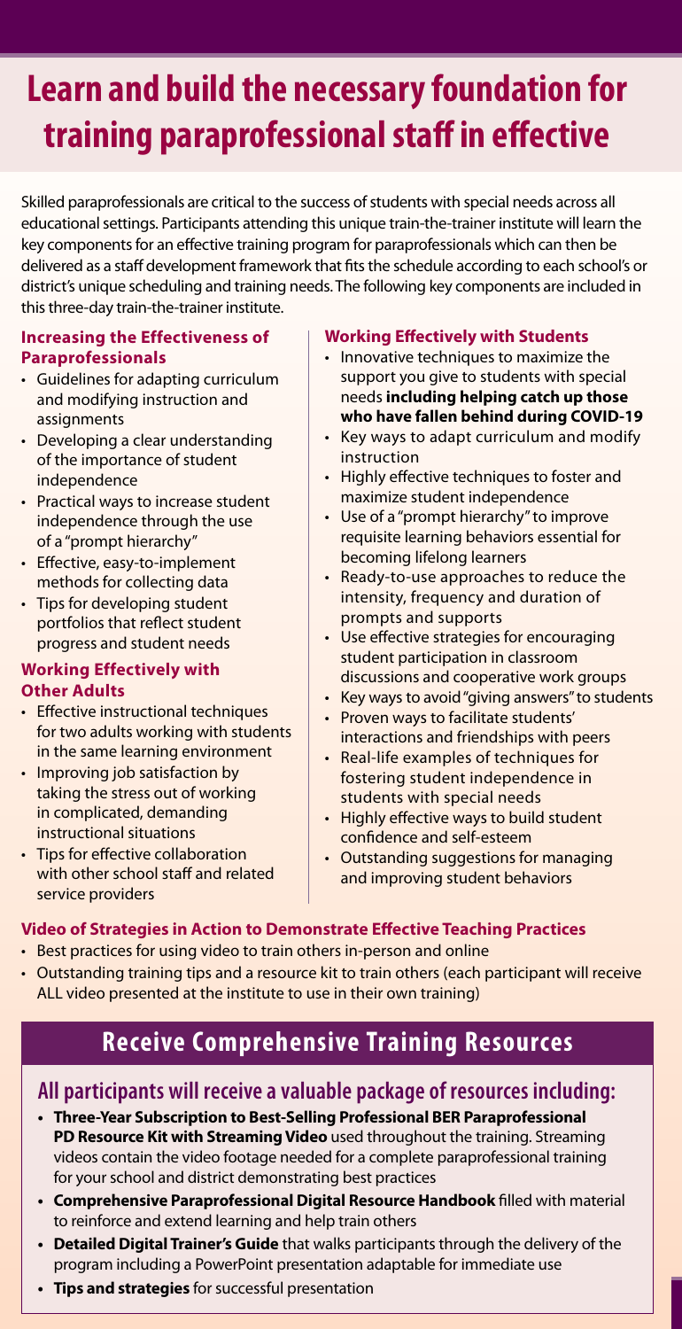# Learn and build the necessary foundation for training paraprofessional staff in effective

Skilled paraprofessionals are critical to the success of students with special needs across all educational settings. Participants attending this unique train-the-trainer institute will learn the key components for an effective training program for paraprofessionals which can then be delivered as a staff development framework that fits the schedule according to each school's or district's unique scheduling and training needs. The following key components are included in this three-day train-the-trainer institute.

### Increasing the Effectiveness of Paraprofessionals

- Guidelines for adapting curriculum and modifying instruction and assignments
- Developing a clear understanding of the importance of student independence
- Practical ways to increase student independence through the use of a "prompt hierarchy"
- Effective, easy-to-implement methods for collecting data
- Tips for developing student portfolios that reflect student progress and student needs

### Working Effectively with Other Adults

- Effective instructional techniques for two adults working with students in the same learning environment
- Improving job satisfaction by taking the stress out of working in complicated, demanding instructional situations
- Tips for effective collaboration with other school staff and related service providers

### Working Effectively with Students

- Innovative techniques to maximize the support you give to students with special needs **including helping catch up those who have fallen behind during COVID-19**
- Key ways to adapt curriculum and modify instruction
- Highly effective techniques to foster and maximize student independence
- Use of a "prompt hierarchy" to improve requisite learning behaviors essential for becoming lifelong learners
- Ready-to-use approaches to reduce the intensity, frequency and duration of prompts and supports
- Use effective strategies for encouraging student participation in classroom discussions and cooperative work groups
- Key ways to avoid "giving answers" to students
- Proven ways to facilitate students' interactions and friendships with peers
- Real-life examples of techniques for fostering student independence in students with special needs
- Highly effective ways to build student confidence and self-esteem
- Outstanding suggestions for managing and improving student behaviors

### Video of Strategies in Action to Demonstrate Effective Teaching Practices

- Best practices for using video to train others in-person and online
- Outstanding training tips and a resource kit to train others (each participant will receive ALL video presented at the institute to use in their own training)

## Receive Comprehensive Training Resources

### All participants will receive a valuable package of resources including:

- **Three-Year Subscription to Best-Selling Professional BER Paraprofessional PD Resource Kit with Streaming Video** used throughout the training. Streaming videos contain the video footage needed for a complete paraprofessional training for your school and district demonstrating best practices
- **Comprehensive Paraprofessional Digital Resource Handbook** filled with material to reinforce and extend learning and help train others
- **Detailed Digital Trainer's Guide** that walks participants through the delivery of the program including a PowerPoint presentation adaptable for immediate use
- **Tips and strategies** for successful presentation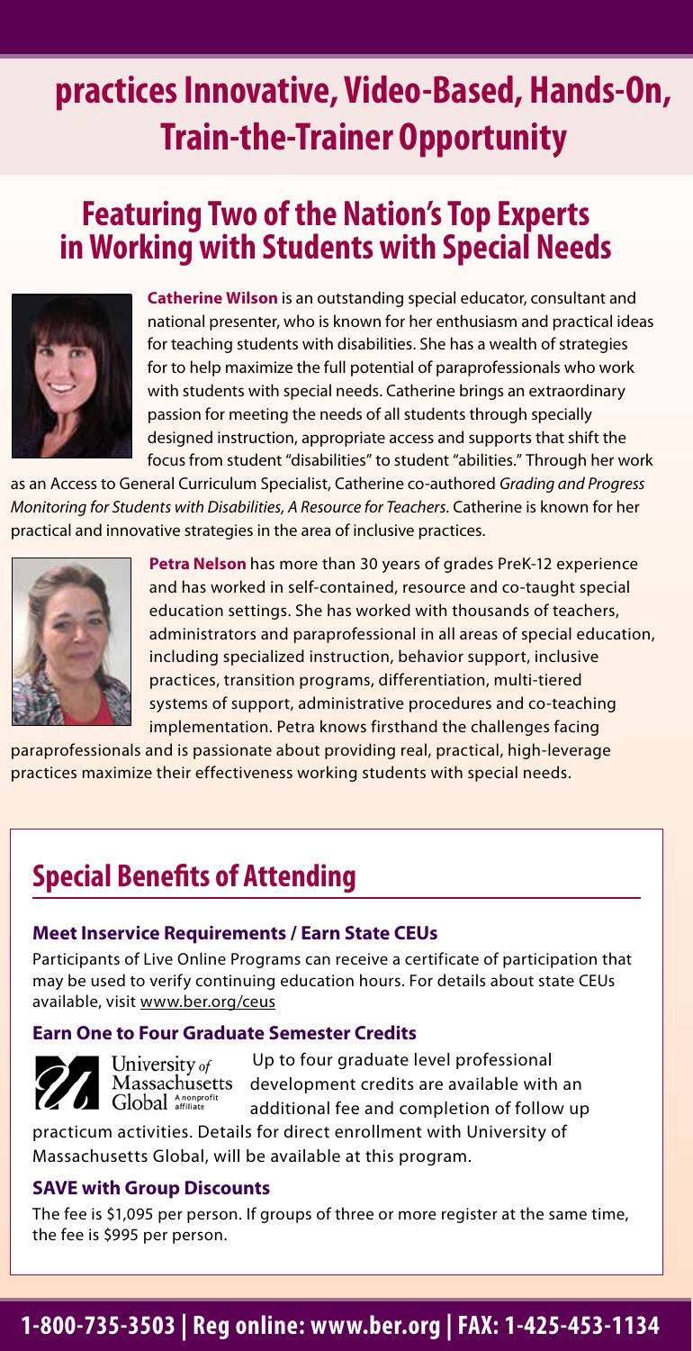# practices Innovative, Video-Based, Hands-On, Train-the-Trainer Opportunity

## Featuring Two of the Nation's Top Experts in Working with Students with Special Needs

**Catherine Wilson** is an outstanding special educator, consultant and national presenter, who is known for her enthusiasm and practical ideas for teaching students with disabilities. She has a wealth of strategies for to help maximize the full potential of paraprofessionals who work with students with special needs. Catherine brings an extraordinary passion for meeting the needs of all students through specially designed instruction, appropriate access and supports that shift the focus from student "disabilities" to student "abilities." Through her work as an Access to General Curriculum Specialist, Catherine co-authored *Grading and Progress Monitoring for Students with Disabilities, A Resource for Teachers*. Catherine is known for her practical and innovative strategies in the area of inclusive practices.

**Petra Nelson** has more than 30 years of grades PreK-12 experience and has worked in self-contained, resource and co-taught special education settings. She has worked with thousands of teachers, administrators and paraprofessional in all areas of special education, including specialized instruction, behavior support, inclusive practices, transition programs, differentiation, multi-tiered systems of support, administrative procedures and co-teaching implementation. Petra knows firsthand the challenges facing paraprofessionals and is passionate about providing real, practical, high-leverage practices maximize their effectiveness working students with special needs.

## Special Benefits of Attending

### Meet Inservice Requirements / Earn State CEUs

Participants of Live Online Programs can receive a certificate of participation that may be used to verify continuing education hours. For details about state CEUs available, visit www.ber.org/ceus

### Earn One to Four Graduate Semester Credits

University of Massachusetts Global A nonprofit affiliate

Up to four graduate level professional development credits are available with an additional fee and completion of follow up practicum activities. Details for direct enrollment with University of Massachusetts Global, will be available at this program.

### SAVE with Group Discounts

The fee is $1,095 per person. If groups of three or more register at the same time, the fee is $995 per person.

**1-800-735-3503 | Reg online: www.ber.org | FAX: 1-425-453-1134**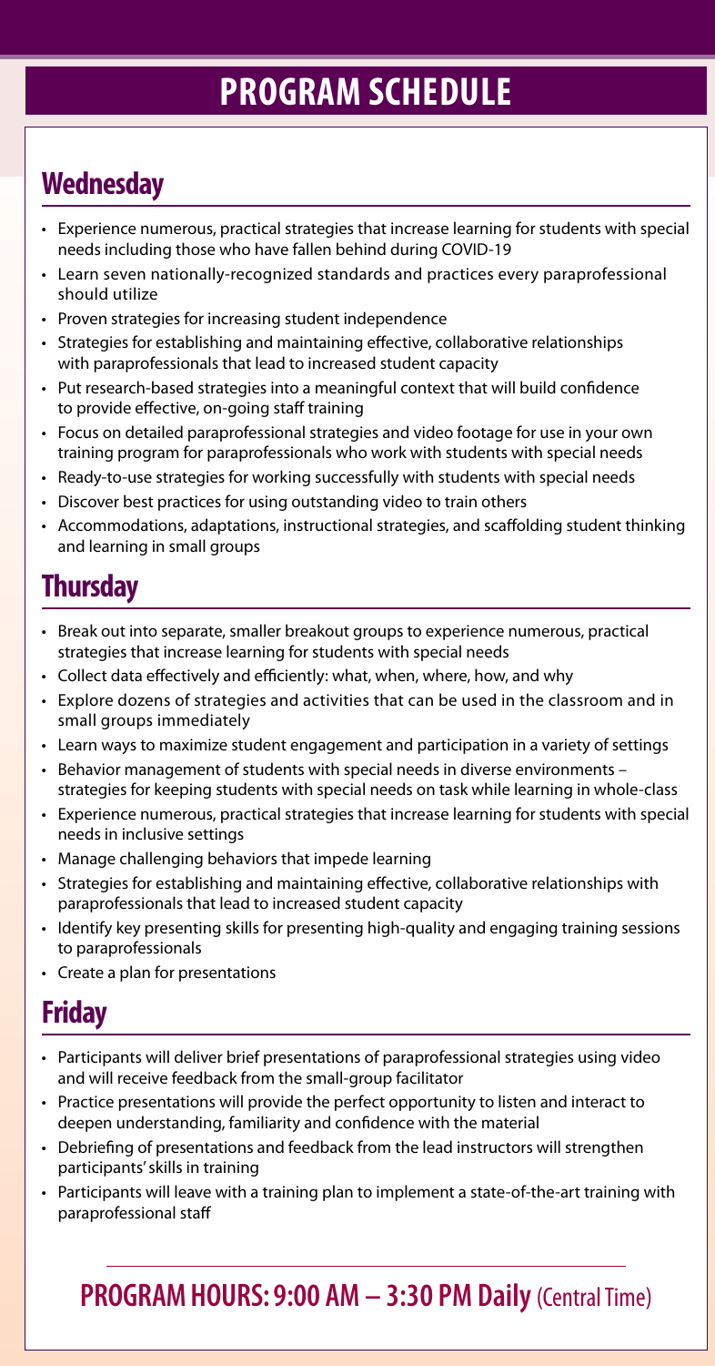# PROGRAM SCHEDULE

## Wednesday

- Experience numerous, practical strategies that increase learning for students with special needs including those who have fallen behind during COVID-19
- Learn seven nationally-recognized standards and practices every paraprofessional should utilize
- Proven strategies for increasing student independence
- Strategies for establishing and maintaining effective, collaborative relationships with paraprofessionals that lead to increased student capacity
- Put research-based strategies into a meaningful context that will build confidence to provide effective, on-going staff training
- Focus on detailed paraprofessional strategies and video footage for use in your own training program for paraprofessionals who work with students with special needs
- Ready-to-use strategies for working successfully with students with special needs
- Discover best practices for using outstanding video to train others
- Accommodations, adaptations, instructional strategies, and scaffolding student thinking and learning in small groups

## Thursday

- Break out into separate, smaller breakout groups to experience numerous, practical strategies that increase learning for students with special needs
- Collect data effectively and efficiently: what, when, where, how, and why
- Explore dozens of strategies and activities that can be used in the classroom and in small groups immediately
- Learn ways to maximize student engagement and participation in a variety of settings
- Behavior management of students with special needs in diverse environments – strategies for keeping students with special needs on task while learning in whole-class
- Experience numerous, practical strategies that increase learning for students with special needs in inclusive settings
- Manage challenging behaviors that impede learning
- Strategies for establishing and maintaining effective, collaborative relationships with paraprofessionals that lead to increased student capacity
- Identify key presenting skills for presenting high-quality and engaging training sessions to paraprofessionals
- Create a plan for presentations

## Friday

- Participants will deliver brief presentations of paraprofessional strategies using video and will receive feedback from the small-group facilitator
- Practice presentations will provide the perfect opportunity to listen and interact to deepen understanding, familiarity and confidence with the material
- Debriefing of presentations and feedback from the lead instructors will strengthen participants' skills in training
- Participants will leave with a training plan to implement a state-of-the-art training with paraprofessional staff

## PROGRAM HOURS: 9:00 AM – 3:30 PM Daily (Central Time)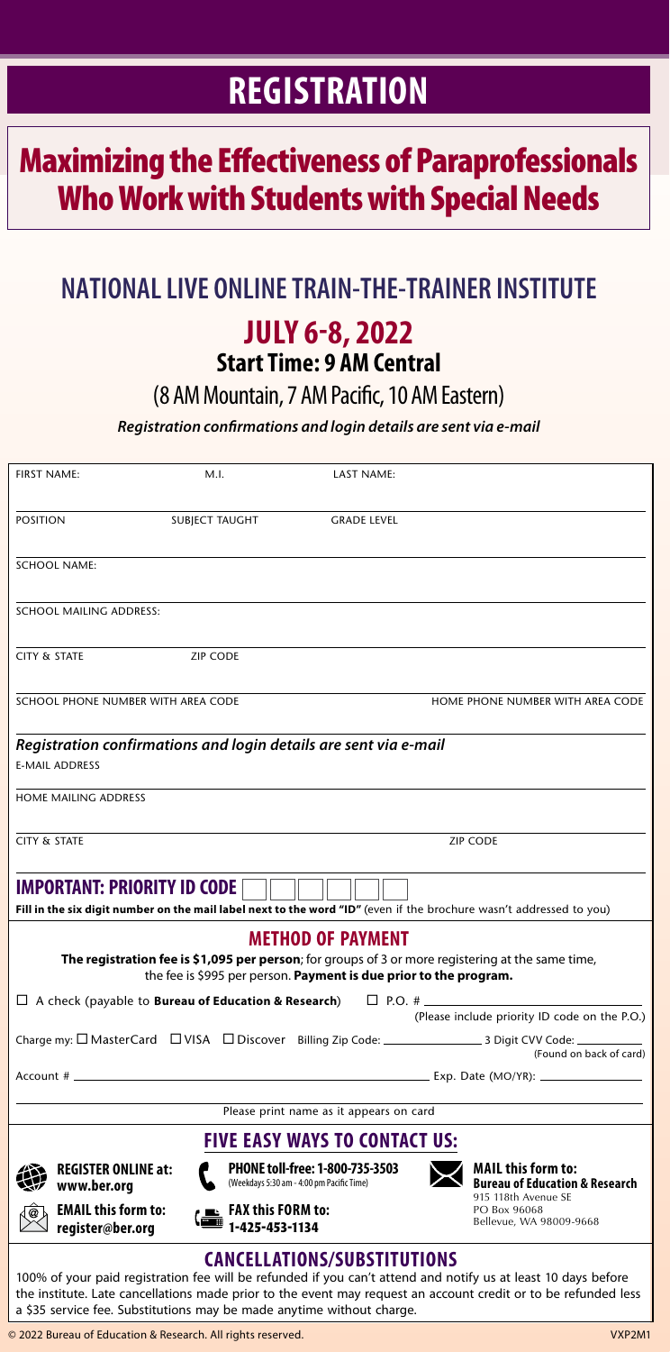# REGISTRATION

## Maximizing the Effectiveness of Paraprofessionals Who Work with Students with Special Needs

## NATIONAL LIVE ONLINE TRAIN-THE-TRAINER INSTITUTE

## JULY 6-8, 2022

### Start Time: 9 AM Central

(8 AM Mountain, 7 AM Pacific, 10 AM Eastern)

***Registration confirmations and login details are sent via e-mail***

FIRST NAME: M.I. LAST NAME:

POSITION SUBJECT TAUGHT GRADE LEVEL

SCHOOL NAME:

SCHOOL MAILING ADDRESS:

CITY & STATE ZIP CODE

SCHOOL PHONE NUMBER WITH AREA CODE HOME PHONE NUMBER WITH AREA CODE

***Registration confirmations and login details are sent via e-mail***

E-MAIL ADDRESS

HOME MAILING ADDRESS

CITY & STATE ZIP CODE

**IMPORTANT: PRIORITY ID CODE** ☐☐☐☐☐☐

**Fill in the six digit number on the mail label next to the word "ID"** (even if the brochure wasn't addressed to you)

### METHOD OF PAYMENT

**The registration fee is $1,095 per person**; for groups of 3 or more registering at the same time, the fee is $995 per person. **Payment is due prior to the program.**

☐ A check (payable to **Bureau of Education & Research**) ☐ P.O. # ____________ (Please include priority ID code on the P.O.)

Charge my: ☐ MasterCard ☐ VISA ☐ Discover Billing Zip Code: ____________ 3 Digit CVV Code: ________ (Found on back of card)

Account # ______________________________ Exp. Date (MO/YR): ____________

Please print name as it appears on card

### FIVE EASY WAYS TO CONTACT US:

**REGISTER ONLINE at: www.ber.org**

**EMAIL this form to: register@ber.org**

**PHONE toll-free: 1-800-735-3503** (Weekdays 5:30 am - 4:00 pm Pacific Time)

**FAX this FORM to: 1-425-453-1134**

**MAIL this form to: Bureau of Education & Research**
915 118th Avenue SE
PO Box 96068
Bellevue, WA 98009-9668

### CANCELLATIONS/SUBSTITUTIONS

100% of your paid registration fee will be refunded if you can't attend and notify us at least 10 days before the institute. Late cancellations made prior to the event may request an account credit or to be refunded less a $35 service fee. Substitutions may be made anytime without charge.

© 2022 Bureau of Education & Research. All rights reserved. VXP2M1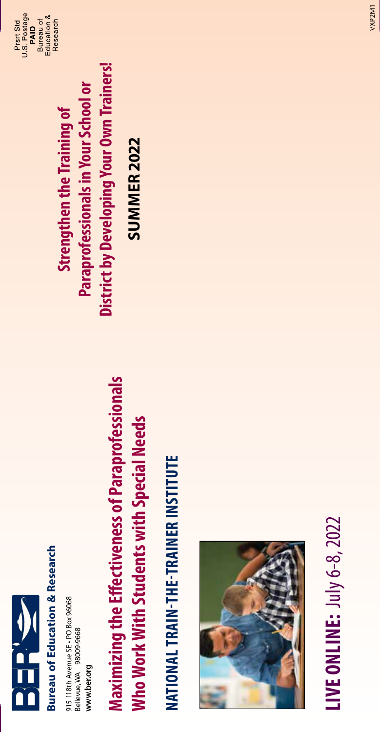**Bureau of Education & Research**

915 118th Avenue SE • PO Box 96068
Bellevue, WA 98009-9668
**www.ber.org**

Prsrt Std
U.S. Postage
**PAID**
Bureau of
Education &
Research

# Maximizing the Effectiveness of Paraprofessionals Who Work With Students with Special Needs

## NATIONAL TRAIN-THE-TRAINER INSTITUTE

## LIVE ONLINE: July 6-8, 2022

## Strengthen the Training of Paraprofessionals in Your School or District by Developing Your Own Trainers!

## SUMMER 2022

VXP2M1